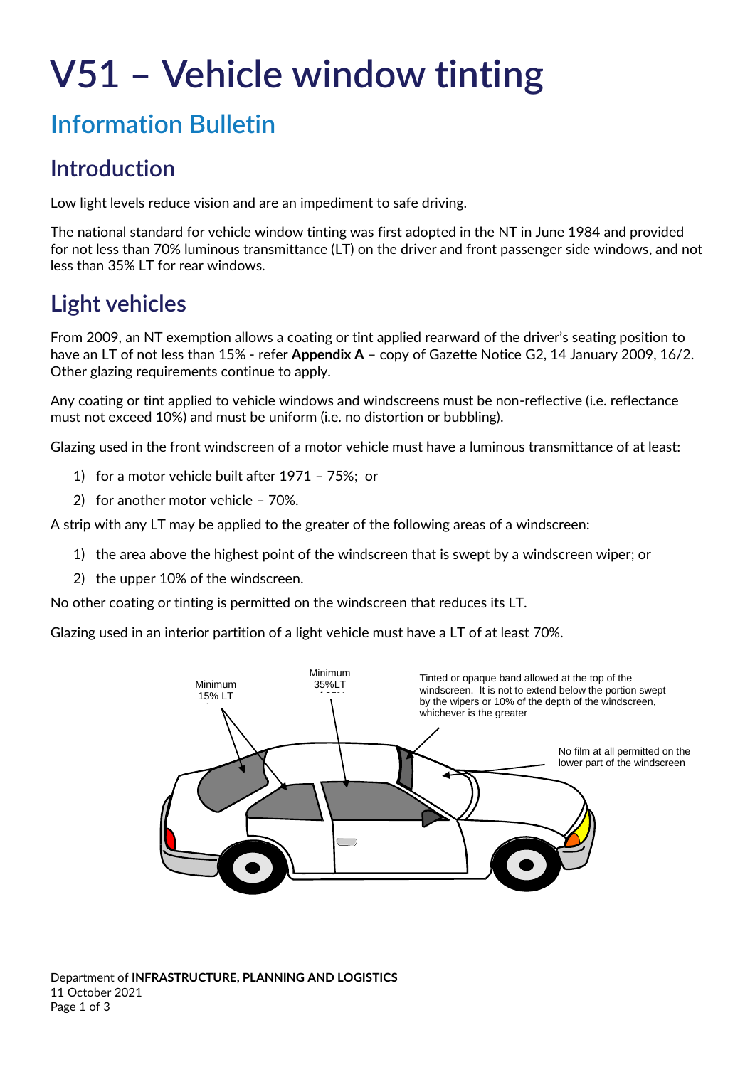# V51 – Vehicle window tinting

## Information Bulletin

## Introduction

Low light levels reduce vision and are an impediment to safe driving.

The national standard for vehicle window tinting was first adopted in the NT in June 1984 and provided for not less than 70% luminous transmittance (LT) on the driver and front passenger side windows, and not less than 35% LT for rear windows.

## Light vehicles

From 2009, an NT exemption allows a coating or tint applied rearward of the driver's seating position to have an LT of not less than 15% - refer **Appendix A** – copy of Gazette Notice G2, 14 January 2009, 16/2. Other glazing requirements continue to apply.

Any coating or tint applied to vehicle windows and windscreens must be non-reflective (i.e. reflectance must not exceed 10%) and must be uniform (i.e. no distortion or bubbling).

Glazing used in the front windscreen of a motor vehicle must have a luminous transmittance of at least:

1) for a motor vehicle built after 1971 – 75%; or
2) for another motor vehicle – 70%.

A strip with any LT may be applied to the greater of the following areas of a windscreen:

1) the area above the highest point of the windscreen that is swept by a windscreen wiper; or
2) the upper 10% of the windscreen.

No other coating or tinting is permitted on the windscreen that reduces its LT.

Glazing used in an interior partition of a light vehicle must have a LT of at least 70%.

Minimum 15% LT

Minimum 35%LT

Tinted or opaque band allowed at the top of the windscreen. It is not to extend below the portion swept by the wipers or 10% of the depth of the windscreen, whichever is the greater

No film at all permitted on the lower part of the windscreen

Department of **INFRASTRUCTURE, PLANNING AND LOGISTICS**
11 October 2021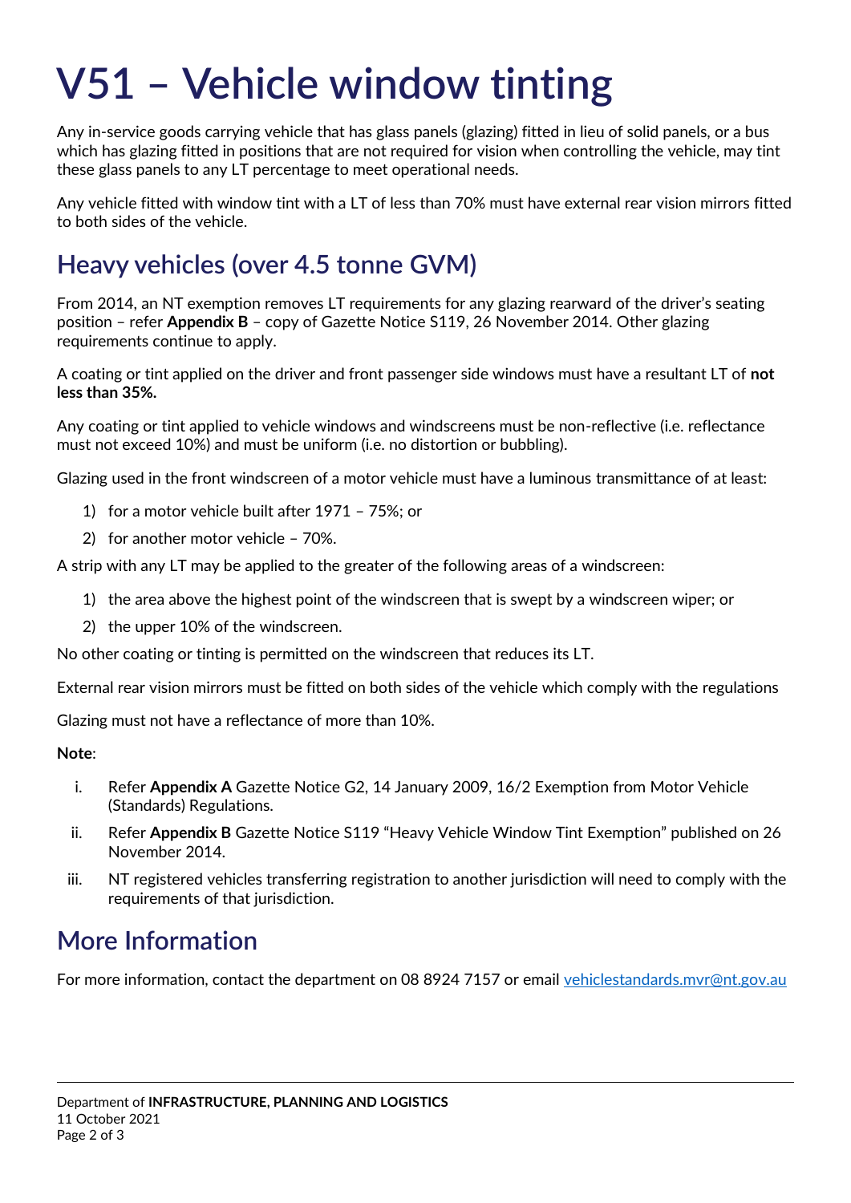# V51 – Vehicle window tinting

Any in-service goods carrying vehicle that has glass panels (glazing) fitted in lieu of solid panels, or a bus which has glazing fitted in positions that are not required for vision when controlling the vehicle, may tint these glass panels to any LT percentage to meet operational needs.

Any vehicle fitted with window tint with a LT of less than 70% must have external rear vision mirrors fitted to both sides of the vehicle.

## Heavy vehicles (over 4.5 tonne GVM)

From 2014, an NT exemption removes LT requirements for any glazing rearward of the driver's seating position – refer **Appendix B** – copy of Gazette Notice S119, 26 November 2014. Other glazing requirements continue to apply.

A coating or tint applied on the driver and front passenger side windows must have a resultant LT of **not less than 35%.**

Any coating or tint applied to vehicle windows and windscreens must be non-reflective (i.e. reflectance must not exceed 10%) and must be uniform (i.e. no distortion or bubbling).

Glazing used in the front windscreen of a motor vehicle must have a luminous transmittance of at least:

1) for a motor vehicle built after 1971 – 75%; or
2) for another motor vehicle – 70%.

A strip with any LT may be applied to the greater of the following areas of a windscreen:

1) the area above the highest point of the windscreen that is swept by a windscreen wiper; or
2) the upper 10% of the windscreen.

No other coating or tinting is permitted on the windscreen that reduces its LT.

External rear vision mirrors must be fitted on both sides of the vehicle which comply with the regulations

Glazing must not have a reflectance of more than 10%.

**Note**:

i. Refer **Appendix A** Gazette Notice G2, 14 January 2009, 16/2 Exemption from Motor Vehicle (Standards) Regulations.
ii. Refer **Appendix B** Gazette Notice S119 "Heavy Vehicle Window Tint Exemption" published on 26 November 2014.
iii. NT registered vehicles transferring registration to another jurisdiction will need to comply with the requirements of that jurisdiction.

## More Information

For more information, contact the department on 08 8924 7157 or email vehiclestandards.mvr@nt.gov.au

Department of **INFRASTRUCTURE, PLANNING AND LOGISTICS**
11 October 2021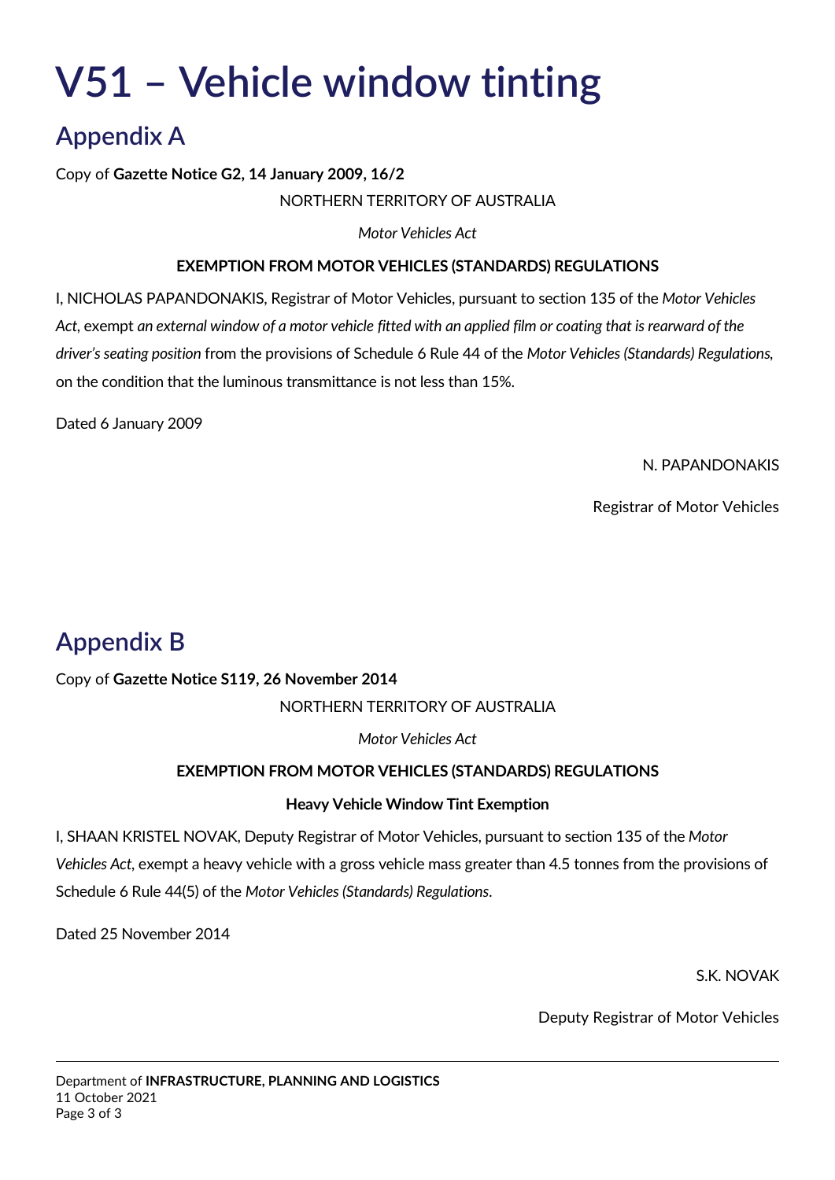# V51 – Vehicle window tinting

## Appendix A

Copy of **Gazette Notice G2, 14 January 2009, 16/2**

NORTHERN TERRITORY OF AUSTRALIA

*Motor Vehicles Act*

**EXEMPTION FROM MOTOR VEHICLES (STANDARDS) REGULATIONS**

I, NICHOLAS PAPANDONAKIS, Registrar of Motor Vehicles, pursuant to section 135 of the *Motor Vehicles Act*, exempt *an external window of a motor vehicle fitted with an applied film or coating that is rearward of the driver's seating position* from the provisions of Schedule 6 Rule 44 of the *Motor Vehicles (Standards) Regulations*, on the condition that the luminous transmittance is not less than 15%.

Dated 6 January 2009

N. PAPANDONAKIS

Registrar of Motor Vehicles

## Appendix B

Copy of **Gazette Notice S119, 26 November 2014**

NORTHERN TERRITORY OF AUSTRALIA

*Motor Vehicles Act*

**EXEMPTION FROM MOTOR VEHICLES (STANDARDS) REGULATIONS**

**Heavy Vehicle Window Tint Exemption**

I, SHAAN KRISTEL NOVAK, Deputy Registrar of Motor Vehicles, pursuant to section 135 of the *Motor Vehicles Act*, exempt a heavy vehicle with a gross vehicle mass greater than 4.5 tonnes from the provisions of Schedule 6 Rule 44(5) of the *Motor Vehicles (Standards) Regulations*.

Dated 25 November 2014

S.K. NOVAK

Deputy Registrar of Motor Vehicles